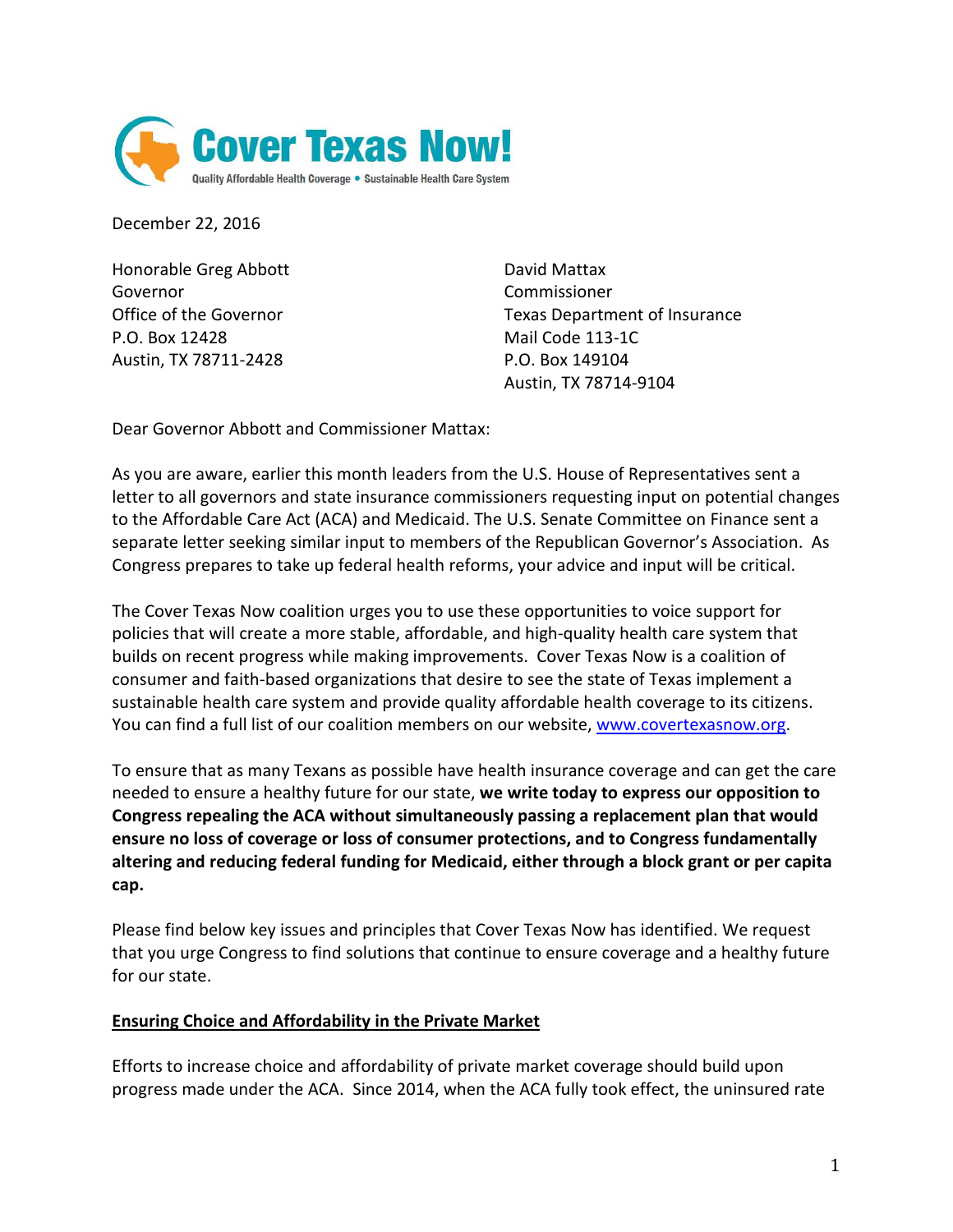**Cover Texas Now!**

Quality Affordable Health Coverage • Sustainable Health Care System

December 22, 2016

Honorable Greg Abbott
Governor
Office of the Governor
P.O. Box 12428
Austin, TX 78711-2428

David Mattax
Commissioner
Texas Department of Insurance
Mail Code 113-1C
P.O. Box 149104
Austin, TX 78714-9104

Dear Governor Abbott and Commissioner Mattax:

As you are aware, earlier this month leaders from the U.S. House of Representatives sent a letter to all governors and state insurance commissioners requesting input on potential changes to the Affordable Care Act (ACA) and Medicaid. The U.S. Senate Committee on Finance sent a separate letter seeking similar input to members of the Republican Governor's Association. As Congress prepares to take up federal health reforms, your advice and input will be critical.

The Cover Texas Now coalition urges you to use these opportunities to voice support for policies that will create a more stable, affordable, and high-quality health care system that builds on recent progress while making improvements. Cover Texas Now is a coalition of consumer and faith-based organizations that desire to see the state of Texas implement a sustainable health care system and provide quality affordable health coverage to its citizens. You can find a full list of our coalition members on our website, www.covertexasnow.org.

To ensure that as many Texans as possible have health insurance coverage and can get the care needed to ensure a healthy future for our state, **we write today to express our opposition to Congress repealing the ACA without simultaneously passing a replacement plan that would ensure no loss of coverage or loss of consumer protections, and to Congress fundamentally altering and reducing federal funding for Medicaid, either through a block grant or per capita cap.**

Please find below key issues and principles that Cover Texas Now has identified. We request that you urge Congress to find solutions that continue to ensure coverage and a healthy future for our state.

**Ensuring Choice and Affordability in the Private Market**

Efforts to increase choice and affordability of private market coverage should build upon progress made under the ACA. Since 2014, when the ACA fully took effect, the uninsured rate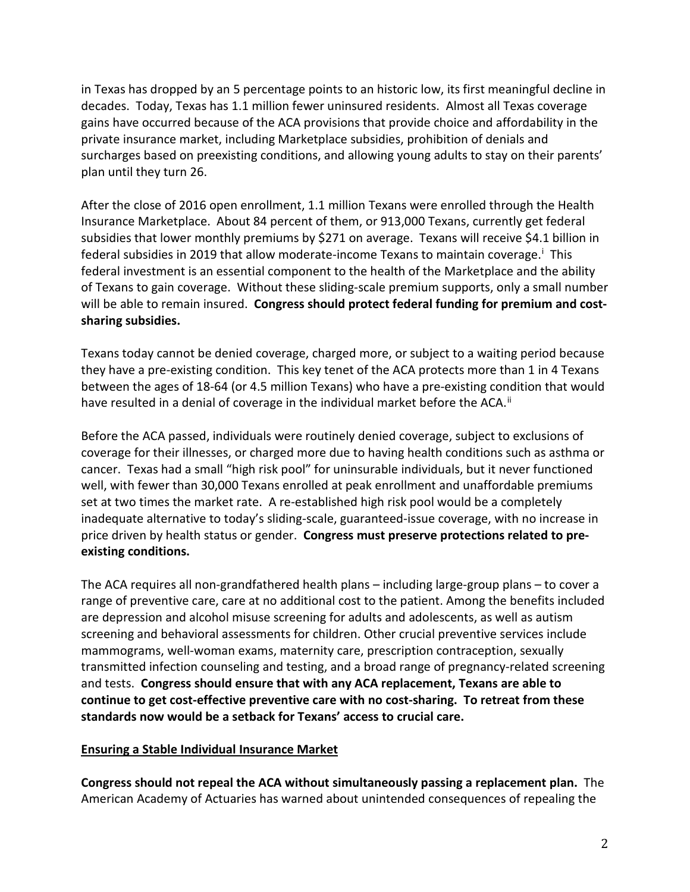in Texas has dropped by an 5 percentage points to an historic low, its first meaningful decline in decades. Today, Texas has 1.1 million fewer uninsured residents. Almost all Texas coverage gains have occurred because of the ACA provisions that provide choice and affordability in the private insurance market, including Marketplace subsidies, prohibition of denials and surcharges based on preexisting conditions, and allowing young adults to stay on their parents' plan until they turn 26.

After the close of 2016 open enrollment, 1.1 million Texans were enrolled through the Health Insurance Marketplace. About 84 percent of them, or 913,000 Texans, currently get federal subsidies that lower monthly premiums by $271 on average. Texans will receive $4.1 billion in federal subsidies in 2019 that allow moderate-income Texans to maintain coverage.[i] This federal investment is an essential component to the health of the Marketplace and the ability of Texans to gain coverage. Without these sliding-scale premium supports, only a small number will be able to remain insured. **Congress should protect federal funding for premium and cost-sharing subsidies.**

Texans today cannot be denied coverage, charged more, or subject to a waiting period because they have a pre-existing condition. This key tenet of the ACA protects more than 1 in 4 Texans between the ages of 18-64 (or 4.5 million Texans) who have a pre-existing condition that would have resulted in a denial of coverage in the individual market before the ACA.[ii]

Before the ACA passed, individuals were routinely denied coverage, subject to exclusions of coverage for their illnesses, or charged more due to having health conditions such as asthma or cancer. Texas had a small "high risk pool" for uninsurable individuals, but it never functioned well, with fewer than 30,000 Texans enrolled at peak enrollment and unaffordable premiums set at two times the market rate. A re-established high risk pool would be a completely inadequate alternative to today's sliding-scale, guaranteed-issue coverage, with no increase in price driven by health status or gender. **Congress must preserve protections related to pre-existing conditions.**

The ACA requires all non-grandfathered health plans – including large-group plans – to cover a range of preventive care, care at no additional cost to the patient. Among the benefits included are depression and alcohol misuse screening for adults and adolescents, as well as autism screening and behavioral assessments for children. Other crucial preventive services include mammograms, well-woman exams, maternity care, prescription contraception, sexually transmitted infection counseling and testing, and a broad range of pregnancy-related screening and tests. **Congress should ensure that with any ACA replacement, Texans are able to continue to get cost-effective preventive care with no cost-sharing. To retreat from these standards now would be a setback for Texans' access to crucial care.**

## Ensuring a Stable Individual Insurance Market

**Congress should not repeal the ACA without simultaneously passing a replacement plan.** The American Academy of Actuaries has warned about unintended consequences of repealing the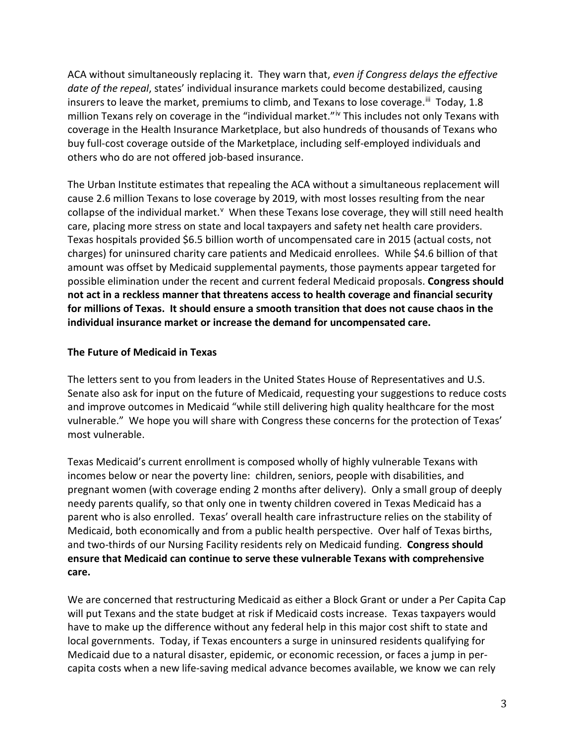ACA without simultaneously replacing it. They warn that, *even if Congress delays the effective date of the repeal*, states' individual insurance markets could become destabilized, causing insurers to leave the market, premiums to climb, and Texans to lose coverage.[iii] Today, 1.8 million Texans rely on coverage in the "individual market."[iv] This includes not only Texans with coverage in the Health Insurance Marketplace, but also hundreds of thousands of Texans who buy full-cost coverage outside of the Marketplace, including self-employed individuals and others who do are not offered job-based insurance.

The Urban Institute estimates that repealing the ACA without a simultaneous replacement will cause 2.6 million Texans to lose coverage by 2019, with most losses resulting from the near collapse of the individual market.[v] When these Texans lose coverage, they will still need health care, placing more stress on state and local taxpayers and safety net health care providers. Texas hospitals provided $6.5 billion worth of uncompensated care in 2015 (actual costs, not charges) for uninsured charity care patients and Medicaid enrollees. While $4.6 billion of that amount was offset by Medicaid supplemental payments, those payments appear targeted for possible elimination under the recent and current federal Medicaid proposals. **Congress should not act in a reckless manner that threatens access to health coverage and financial security for millions of Texas. It should ensure a smooth transition that does not cause chaos in the individual insurance market or increase the demand for uncompensated care.**

## The Future of Medicaid in Texas

The letters sent to you from leaders in the United States House of Representatives and U.S. Senate also ask for input on the future of Medicaid, requesting your suggestions to reduce costs and improve outcomes in Medicaid "while still delivering high quality healthcare for the most vulnerable." We hope you will share with Congress these concerns for the protection of Texas' most vulnerable.

Texas Medicaid's current enrollment is composed wholly of highly vulnerable Texans with incomes below or near the poverty line: children, seniors, people with disabilities, and pregnant women (with coverage ending 2 months after delivery). Only a small group of deeply needy parents qualify, so that only one in twenty children covered in Texas Medicaid has a parent who is also enrolled. Texas' overall health care infrastructure relies on the stability of Medicaid, both economically and from a public health perspective. Over half of Texas births, and two-thirds of our Nursing Facility residents rely on Medicaid funding. **Congress should ensure that Medicaid can continue to serve these vulnerable Texans with comprehensive care.**

We are concerned that restructuring Medicaid as either a Block Grant or under a Per Capita Cap will put Texans and the state budget at risk if Medicaid costs increase. Texas taxpayers would have to make up the difference without any federal help in this major cost shift to state and local governments. Today, if Texas encounters a surge in uninsured residents qualifying for Medicaid due to a natural disaster, epidemic, or economic recession, or faces a jump in per-capita costs when a new life-saving medical advance becomes available, we know we can rely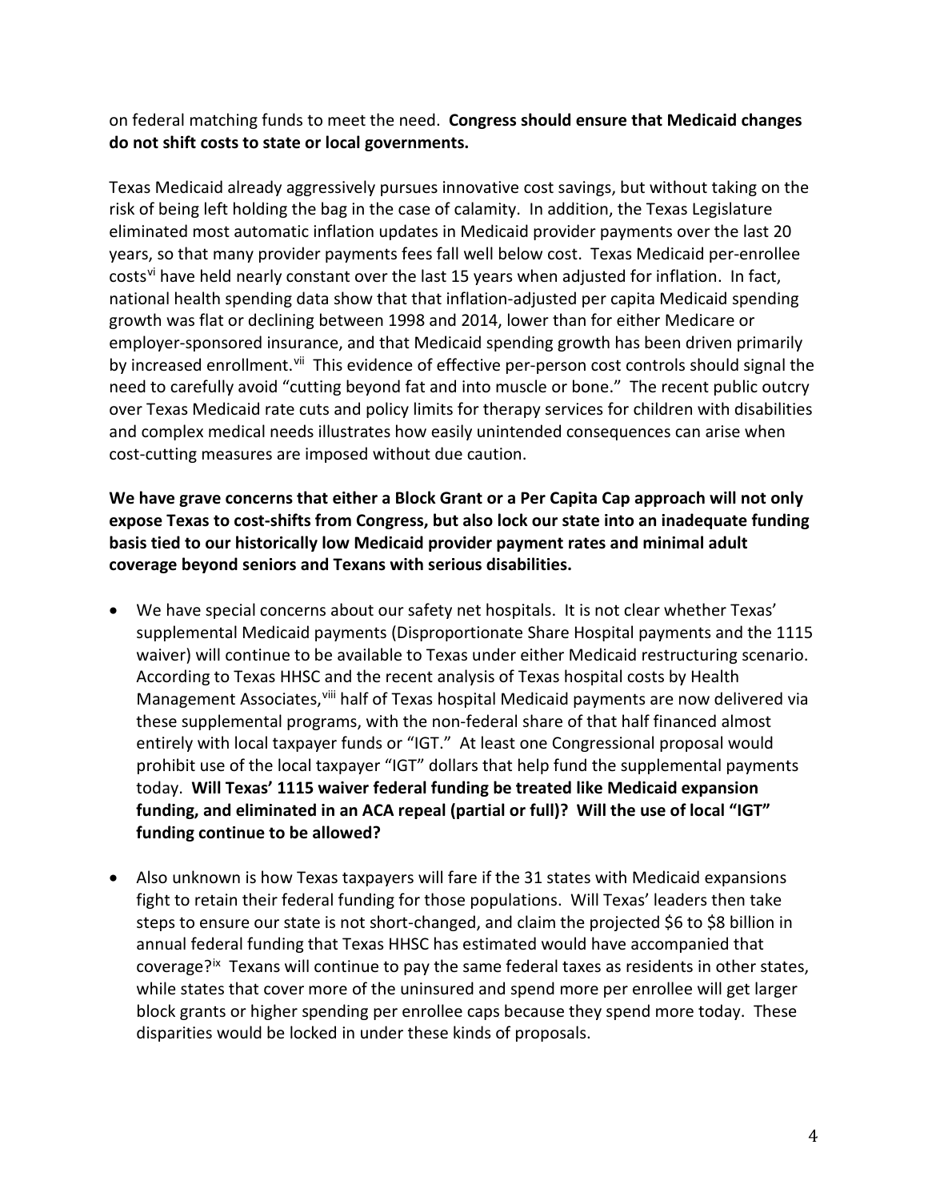on federal matching funds to meet the need. **Congress should ensure that Medicaid changes do not shift costs to state or local governments.**

Texas Medicaid already aggressively pursues innovative cost savings, but without taking on the risk of being left holding the bag in the case of calamity. In addition, the Texas Legislature eliminated most automatic inflation updates in Medicaid provider payments over the last 20 years, so that many provider payments fees fall well below cost. Texas Medicaid per-enrollee costs[vi] have held nearly constant over the last 15 years when adjusted for inflation. In fact, national health spending data show that that inflation-adjusted per capita Medicaid spending growth was flat or declining between 1998 and 2014, lower than for either Medicare or employer-sponsored insurance, and that Medicaid spending growth has been driven primarily by increased enrollment.[vii] This evidence of effective per-person cost controls should signal the need to carefully avoid "cutting beyond fat and into muscle or bone." The recent public outcry over Texas Medicaid rate cuts and policy limits for therapy services for children with disabilities and complex medical needs illustrates how easily unintended consequences can arise when cost-cutting measures are imposed without due caution.

**We have grave concerns that either a Block Grant or a Per Capita Cap approach will not only expose Texas to cost-shifts from Congress, but also lock our state into an inadequate funding basis tied to our historically low Medicaid provider payment rates and minimal adult coverage beyond seniors and Texans with serious disabilities.**

- We have special concerns about our safety net hospitals. It is not clear whether Texas' supplemental Medicaid payments (Disproportionate Share Hospital payments and the 1115 waiver) will continue to be available to Texas under either Medicaid restructuring scenario. According to Texas HHSC and the recent analysis of Texas hospital costs by Health Management Associates,[viii] half of Texas hospital Medicaid payments are now delivered via these supplemental programs, with the non-federal share of that half financed almost entirely with local taxpayer funds or "IGT." At least one Congressional proposal would prohibit use of the local taxpayer "IGT" dollars that help fund the supplemental payments today. **Will Texas' 1115 waiver federal funding be treated like Medicaid expansion funding, and eliminated in an ACA repeal (partial or full)? Will the use of local "IGT" funding continue to be allowed?**

- Also unknown is how Texas taxpayers will fare if the 31 states with Medicaid expansions fight to retain their federal funding for those populations. Will Texas' leaders then take steps to ensure our state is not short-changed, and claim the projected $6 to $8 billion in annual federal funding that Texas HHSC has estimated would have accompanied that coverage?[ix] Texans will continue to pay the same federal taxes as residents in other states, while states that cover more of the uninsured and spend more per enrollee will get larger block grants or higher spending per enrollee caps because they spend more today. These disparities would be locked in under these kinds of proposals.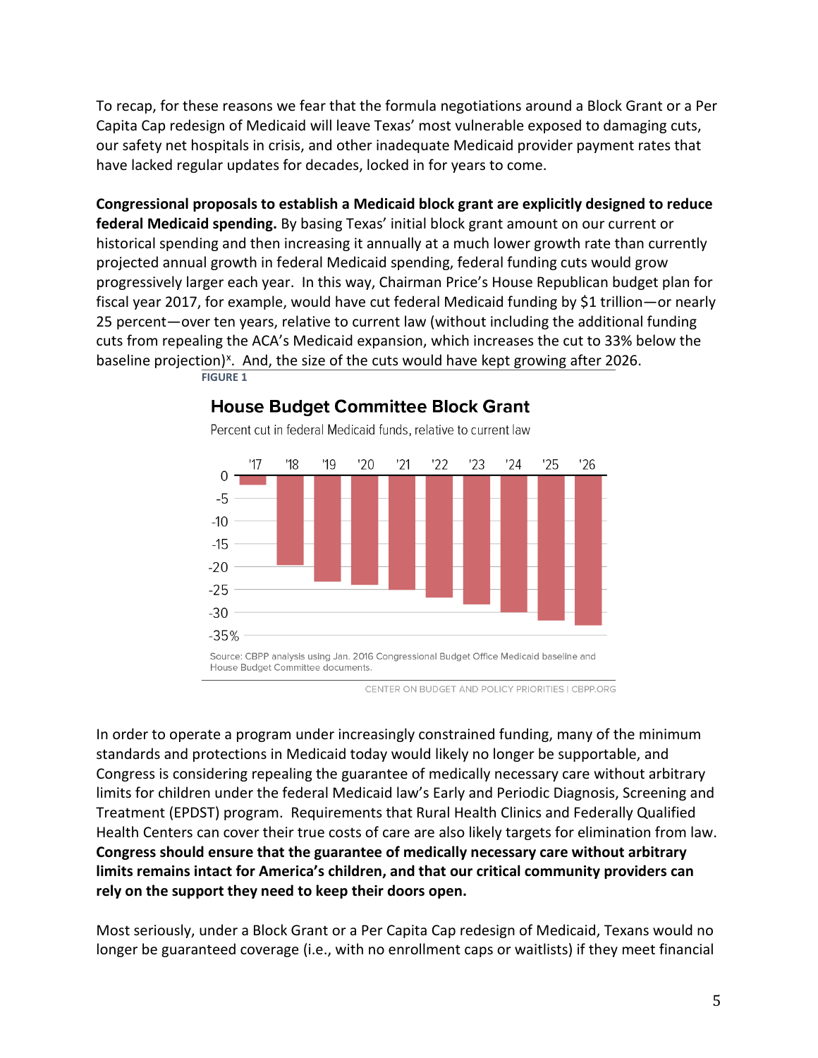To recap, for these reasons we fear that the formula negotiations around a Block Grant or a Per Capita Cap redesign of Medicaid will leave Texas' most vulnerable exposed to damaging cuts, our safety net hospitals in crisis, and other inadequate Medicaid provider payment rates that have lacked regular updates for decades, locked in for years to come.

**Congressional proposals to establish a Medicaid block grant are explicitly designed to reduce federal Medicaid spending.** By basing Texas' initial block grant amount on our current or historical spending and then increasing it annually at a much lower growth rate than currently projected annual growth in federal Medicaid spending, federal funding cuts would grow progressively larger each year. In this way, Chairman Price's House Republican budget plan for fiscal year 2017, for example, would have cut federal Medicaid funding by $1 trillion—or nearly 25 percent—over ten years, relative to current law (without including the additional funding cuts from repealing the ACA's Medicaid expansion, which increases the cut to 33% below the baseline projection)[x]. And, the size of the cuts would have kept growing after 2026.

**FIGURE 1**

**House Budget Committee Block Grant**

Percent cut in federal Medicaid funds, relative to current law

Source: CBPP analysis using Jan. 2016 Congressional Budget Office Medicaid baseline and House Budget Committee documents.

CENTER ON BUDGET AND POLICY PRIORITIES | CBPP.ORG

In order to operate a program under increasingly constrained funding, many of the minimum standards and protections in Medicaid today would likely no longer be supportable, and Congress is considering repealing the guarantee of medically necessary care without arbitrary limits for children under the federal Medicaid law's Early and Periodic Diagnosis, Screening and Treatment (EPDST) program. Requirements that Rural Health Clinics and Federally Qualified Health Centers can cover their true costs of care are also likely targets for elimination from law. **Congress should ensure that the guarantee of medically necessary care without arbitrary limits remains intact for America's children, and that our critical community providers can rely on the support they need to keep their doors open.**

Most seriously, under a Block Grant or a Per Capita Cap redesign of Medicaid, Texans would no longer be guaranteed coverage (i.e., with no enrollment caps or waitlists) if they meet financial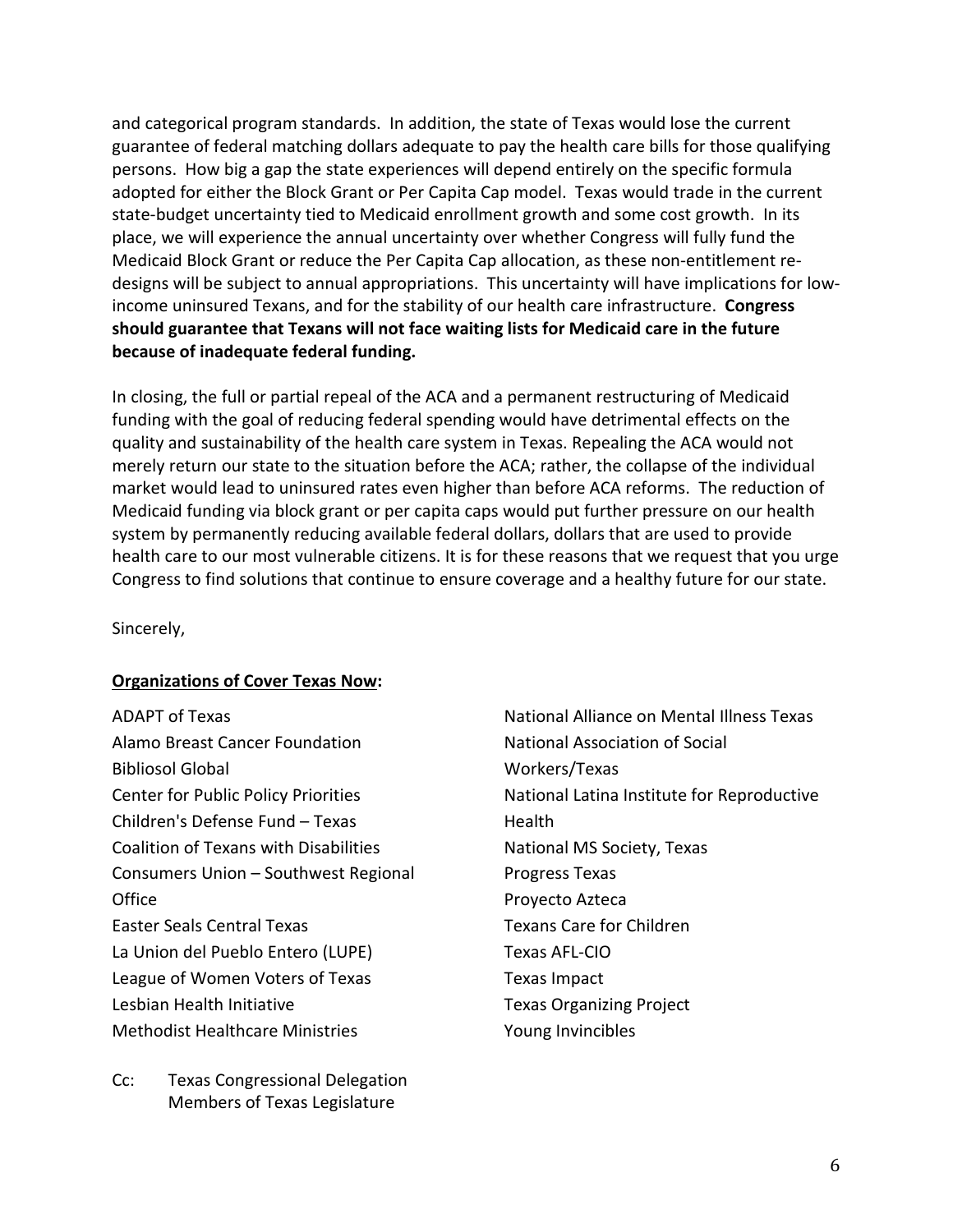and categorical program standards. In addition, the state of Texas would lose the current guarantee of federal matching dollars adequate to pay the health care bills for those qualifying persons. How big a gap the state experiences will depend entirely on the specific formula adopted for either the Block Grant or Per Capita Cap model. Texas would trade in the current state-budget uncertainty tied to Medicaid enrollment growth and some cost growth. In its place, we will experience the annual uncertainty over whether Congress will fully fund the Medicaid Block Grant or reduce the Per Capita Cap allocation, as these non-entitlement re-designs will be subject to annual appropriations. This uncertainty will have implications for low-income uninsured Texans, and for the stability of our health care infrastructure. **Congress should guarantee that Texans will not face waiting lists for Medicaid care in the future because of inadequate federal funding.**

In closing, the full or partial repeal of the ACA and a permanent restructuring of Medicaid funding with the goal of reducing federal spending would have detrimental effects on the quality and sustainability of the health care system in Texas. Repealing the ACA would not merely return our state to the situation before the ACA; rather, the collapse of the individual market would lead to uninsured rates even higher than before ACA reforms. The reduction of Medicaid funding via block grant or per capita caps would put further pressure on our health system by permanently reducing available federal dollars, dollars that are used to provide health care to our most vulnerable citizens. It is for these reasons that we request that you urge Congress to find solutions that continue to ensure coverage and a healthy future for our state.

Sincerely,

**Organizations of Cover Texas Now:**

ADAPT of Texas
Alamo Breast Cancer Foundation
Bibliosol Global
Center for Public Policy Priorities
Children's Defense Fund – Texas
Coalition of Texans with Disabilities
Consumers Union – Southwest Regional Office
Easter Seals Central Texas
La Union del Pueblo Entero (LUPE)
League of Women Voters of Texas
Lesbian Health Initiative
Methodist Healthcare Ministries
National Alliance on Mental Illness Texas
National Association of Social Workers/Texas
National Latina Institute for Reproductive Health
National MS Society, Texas
Progress Texas
Proyecto Azteca
Texans Care for Children
Texas AFL-CIO
Texas Impact
Texas Organizing Project
Young Invincibles

Cc: Texas Congressional Delegation
Members of Texas Legislature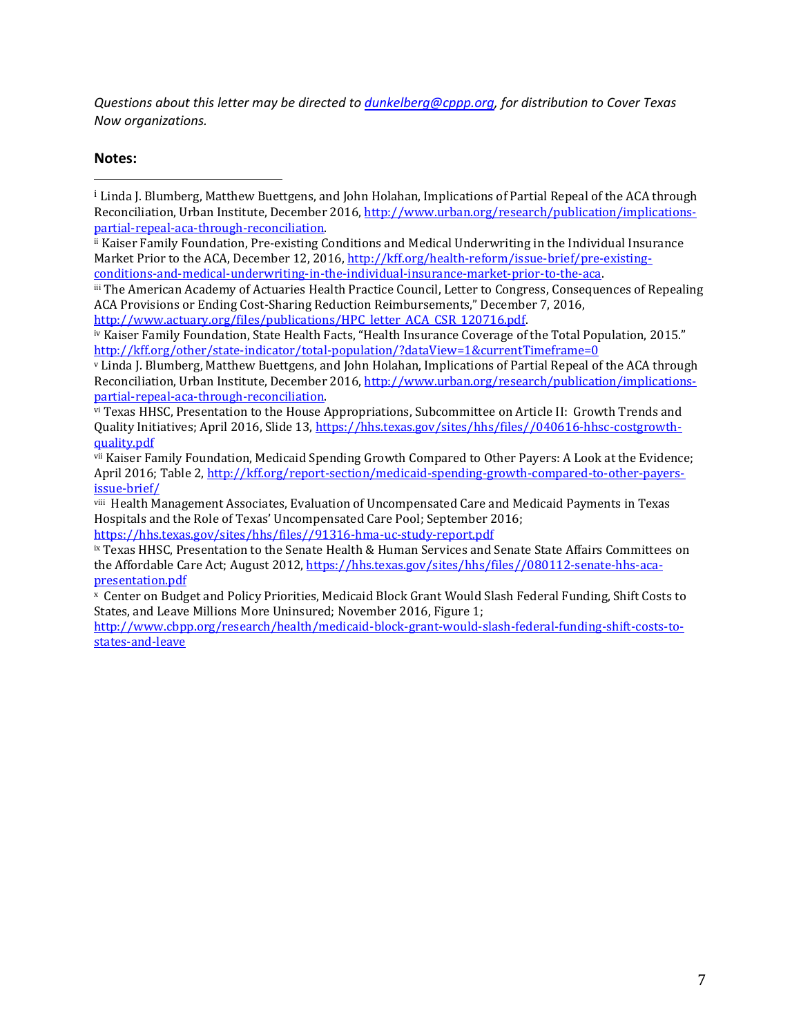*Questions about this letter may be directed to [dunkelberg@cppp.org](mailto:dunkelberg@cppp.org), for distribution to Cover Texas Now organizations.*

**Notes:**

---

[i] Linda J. Blumberg, Matthew Buettgens, and John Holahan, Implications of Partial Repeal of the ACA through Reconciliation, Urban Institute, December 2016, http://www.urban.org/research/publication/implications-partial-repeal-aca-through-reconciliation.

[ii] Kaiser Family Foundation, Pre-existing Conditions and Medical Underwriting in the Individual Insurance Market Prior to the ACA, December 12, 2016, http://kff.org/health-reform/issue-brief/pre-existing-conditions-and-medical-underwriting-in-the-individual-insurance-market-prior-to-the-aca.

[iii] The American Academy of Actuaries Health Practice Council, Letter to Congress, Consequences of Repealing ACA Provisions or Ending Cost-Sharing Reduction Reimbursements," December 7, 2016, http://www.actuary.org/files/publications/HPC_letter_ACA_CSR_120716.pdf.

[iv] Kaiser Family Foundation, State Health Facts, "Health Insurance Coverage of the Total Population, 2015." http://kff.org/other/state-indicator/total-population/?dataView=1&currentTimeframe=0

[v] Linda J. Blumberg, Matthew Buettgens, and John Holahan, Implications of Partial Repeal of the ACA through Reconciliation, Urban Institute, December 2016, http://www.urban.org/research/publication/implications-partial-repeal-aca-through-reconciliation.

[vi] Texas HHSC, Presentation to the House Appropriations, Subcommittee on Article II: Growth Trends and Quality Initiatives; April 2016, Slide 13, https://hhs.texas.gov/sites/hhs/files//040616-hhsc-costgrowth-quality.pdf

[vii] Kaiser Family Foundation, Medicaid Spending Growth Compared to Other Payers: A Look at the Evidence; April 2016; Table 2, http://kff.org/report-section/medicaid-spending-growth-compared-to-other-payers-issue-brief/

[viii] Health Management Associates, Evaluation of Uncompensated Care and Medicaid Payments in Texas Hospitals and the Role of Texas' Uncompensated Care Pool; September 2016; https://hhs.texas.gov/sites/hhs/files//91316-hma-uc-study-report.pdf

[ix] Texas HHSC, Presentation to the Senate Health & Human Services and Senate State Affairs Committees on the Affordable Care Act; August 2012, https://hhs.texas.gov/sites/hhs/files//080112-senate-hhs-aca-presentation.pdf

[x] Center on Budget and Policy Priorities, Medicaid Block Grant Would Slash Federal Funding, Shift Costs to States, and Leave Millions More Uninsured; November 2016, Figure 1; http://www.cbpp.org/research/health/medicaid-block-grant-would-slash-federal-funding-shift-costs-to-states-and-leave